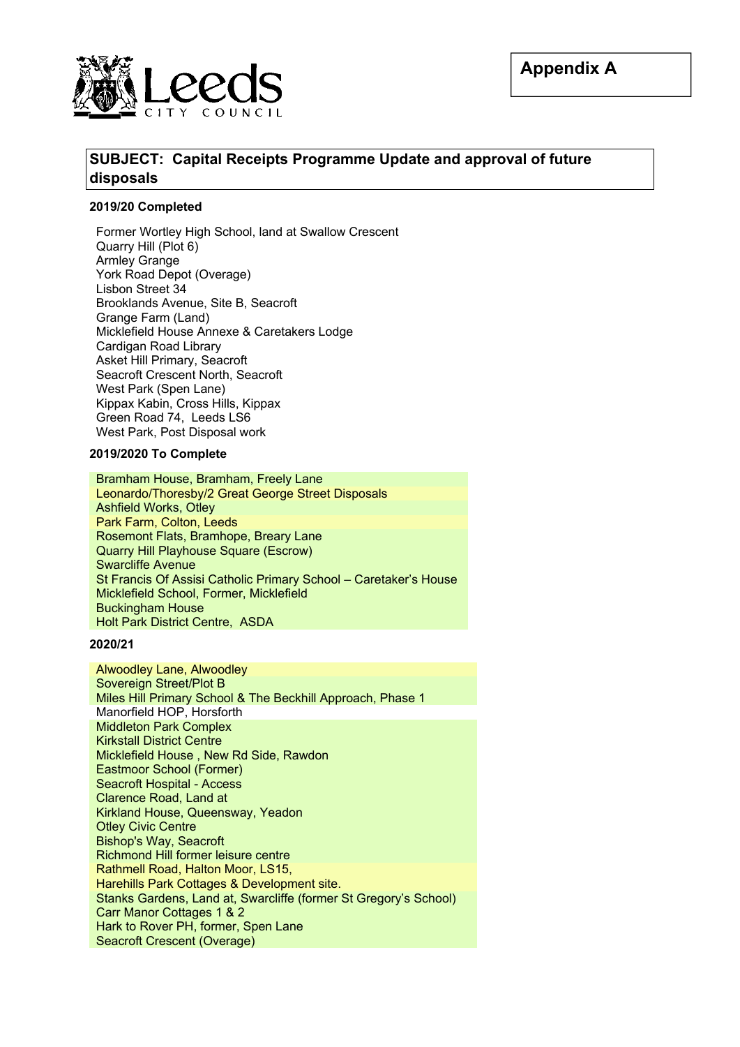**Appendix A**

## SUBJECT: Capital Receipts Programme Update and approval of future disposals

### 2019/20 Completed

Former Wortley High School, land at Swallow Crescent
Quarry Hill (Plot 6)
Armley Grange
York Road Depot (Overage)
Lisbon Street 34
Brooklands Avenue, Site B, Seacroft
Grange Farm (Land)
Micklefield House Annexe & Caretakers Lodge
Cardigan Road Library
Asket Hill Primary, Seacroft
Seacroft Crescent North, Seacroft
West Park (Spen Lane)
Kippax Kabin, Cross Hills, Kippax
Green Road 74, Leeds LS6
West Park, Post Disposal work

### 2019/2020 To Complete

Bramham House, Bramham, Freely Lane
Leonardo/Thoresby/2 Great George Street Disposals
Ashfield Works, Otley
Park Farm, Colton, Leeds
Rosemont Flats, Bramhope, Breary Lane
Quarry Hill Playhouse Square (Escrow)
Swarcliffe Avenue
St Francis Of Assisi Catholic Primary School – Caretaker's House
Micklefield School, Former, Micklefield
Buckingham House
Holt Park District Centre, ASDA

### 2020/21

Alwoodley Lane, Alwoodley
Sovereign Street/Plot B
Miles Hill Primary School & The Beckhill Approach, Phase 1
Manorfield HOP, Horsforth
Middleton Park Complex
Kirkstall District Centre
Micklefield House , New Rd Side, Rawdon
Eastmoor School (Former)
Seacroft Hospital - Access
Clarence Road, Land at
Kirkland House, Queensway, Yeadon
Otley Civic Centre
Bishop's Way, Seacroft
Richmond Hill former leisure centre
Rathmell Road, Halton Moor, LS15,
Harehills Park Cottages & Development site.
Stanks Gardens, Land at, Swarcliffe (former St Gregory's School)
Carr Manor Cottages 1 & 2
Hark to Rover PH, former, Spen Lane
Seacroft Crescent (Overage)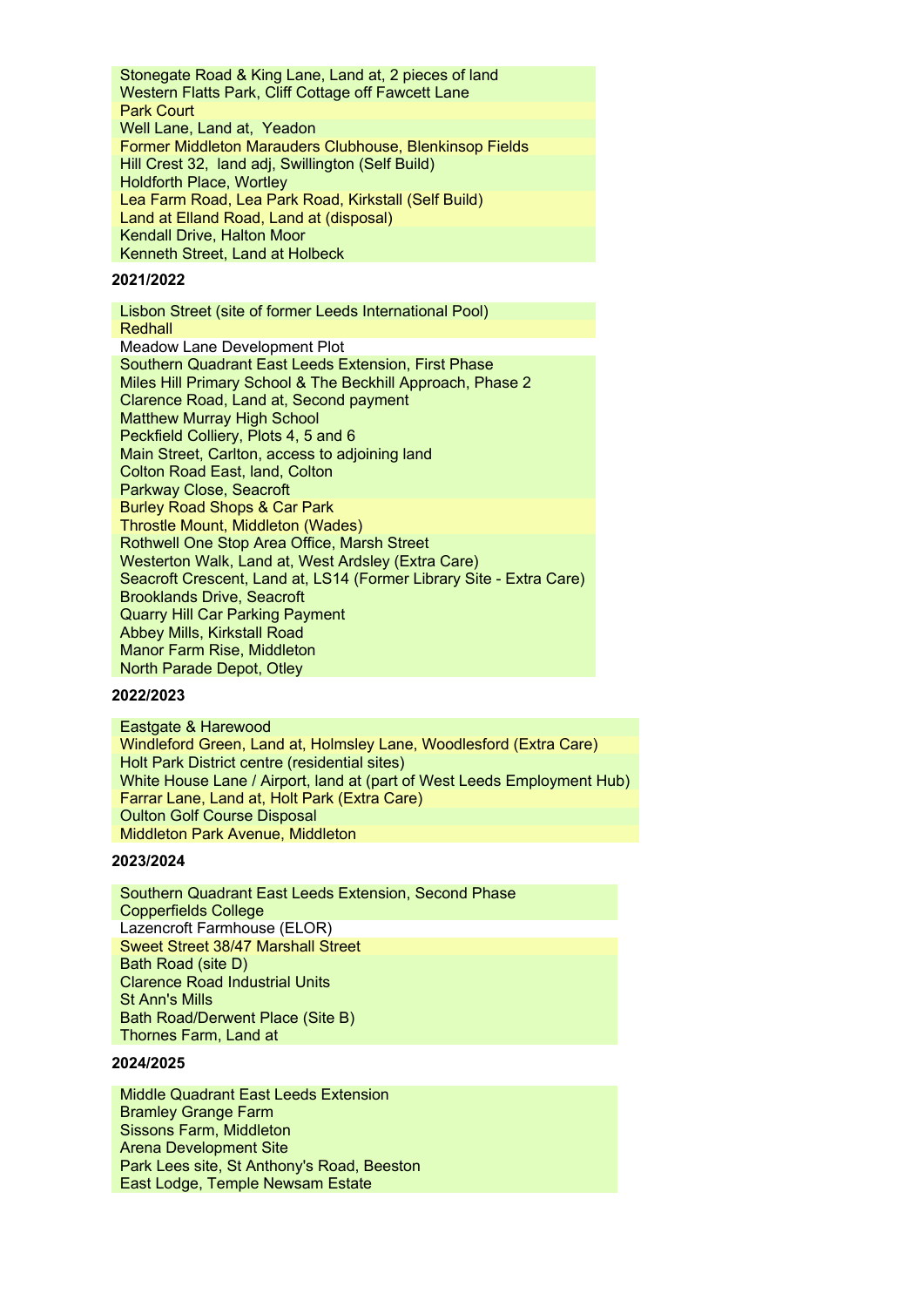Stonegate Road & King Lane, Land at, 2 pieces of land
Western Flatts Park, Cliff Cottage off Fawcett Lane
Park Court
Well Lane, Land at, Yeadon
Former Middleton Marauders Clubhouse, Blenkinsop Fields
Hill Crest 32, land adj, Swillington (Self Build)
Holdforth Place, Wortley
Lea Farm Road, Lea Park Road, Kirkstall (Self Build)
Land at Elland Road, Land at (disposal)
Kendall Drive, Halton Moor
Kenneth Street, Land at Holbeck

**2021/2022**

Lisbon Street (site of former Leeds International Pool)
Redhall
Meadow Lane Development Plot
Southern Quadrant East Leeds Extension, First Phase
Miles Hill Primary School & The Beckhill Approach, Phase 2
Clarence Road, Land at, Second payment
Matthew Murray High School
Peckfield Colliery, Plots 4, 5 and 6
Main Street, Carlton, access to adjoining land
Colton Road East, land, Colton
Parkway Close, Seacroft
Burley Road Shops & Car Park
Throstle Mount, Middleton (Wades)
Rothwell One Stop Area Office, Marsh Street
Westerton Walk, Land at, West Ardsley (Extra Care)
Seacroft Crescent, Land at, LS14 (Former Library Site - Extra Care)
Brooklands Drive, Seacroft
Quarry Hill Car Parking Payment
Abbey Mills, Kirkstall Road
Manor Farm Rise, Middleton
North Parade Depot, Otley

**2022/2023**

Eastgate & Harewood
Windleford Green, Land at, Holmsley Lane, Woodlesford (Extra Care)
Holt Park District centre (residential sites)
White House Lane / Airport, land at (part of West Leeds Employment Hub)
Farrar Lane, Land at, Holt Park (Extra Care)
Oulton Golf Course Disposal
Middleton Park Avenue, Middleton

**2023/2024**

Southern Quadrant East Leeds Extension, Second Phase
Copperfields College
Lazencroft Farmhouse (ELOR)
Sweet Street 38/47 Marshall Street
Bath Road (site D)
Clarence Road Industrial Units
St Ann's Mills
Bath Road/Derwent Place (Site B)
Thornes Farm, Land at

**2024/2025**

Middle Quadrant East Leeds Extension
Bramley Grange Farm
Sissons Farm, Middleton
Arena Development Site
Park Lees site, St Anthony's Road, Beeston
East Lodge, Temple Newsam Estate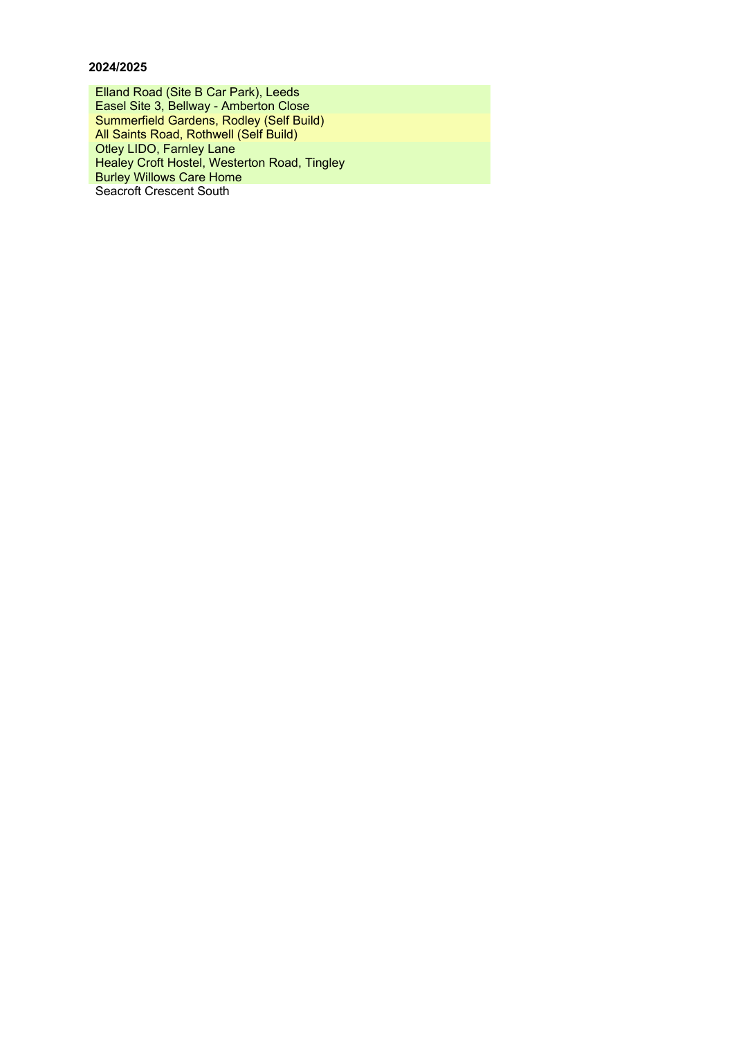**2024/2025**

Elland Road (Site B Car Park), Leeds
Easel Site 3, Bellway - Amberton Close
Summerfield Gardens, Rodley (Self Build)
All Saints Road, Rothwell (Self Build)
Otley LIDO, Farnley Lane
Healey Croft Hostel, Westerton Road, Tingley
Burley Willows Care Home
Seacroft Crescent South